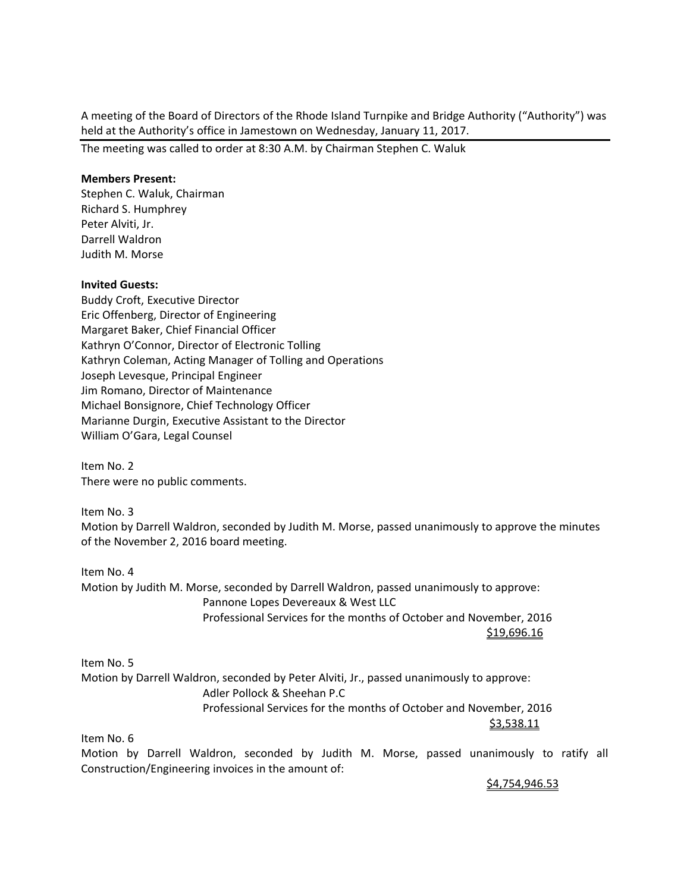A meeting of the Board of Directors of the Rhode Island Turnpike and Bridge Authority ("Authority") was held at the Authority's office in Jamestown on Wednesday, January 11, 2017.

---

The meeting was called to order at 8:30 A.M. by Chairman Stephen C. Waluk

**Members Present:**
Stephen C. Waluk, Chairman
Richard S. Humphrey
Peter Alviti, Jr.
Darrell Waldron
Judith M. Morse

**Invited Guests:**
Buddy Croft, Executive Director
Eric Offenberg, Director of Engineering
Margaret Baker, Chief Financial Officer
Kathryn O'Connor, Director of Electronic Tolling
Kathryn Coleman, Acting Manager of Tolling and Operations
Joseph Levesque, Principal Engineer
Jim Romano, Director of Maintenance
Michael Bonsignore, Chief Technology Officer
Marianne Durgin, Executive Assistant to the Director
William O'Gara, Legal Counsel

Item No. 2
There were no public comments.

Item No. 3
Motion by Darrell Waldron, seconded by Judith M. Morse, passed unanimously to approve the minutes of the November 2, 2016 board meeting.

Item No. 4
Motion by Judith M. Morse, seconded by Darrell Waldron, passed unanimously to approve:
Pannone Lopes Devereaux & West LLC
Professional Services for the months of October and November, 2016
<u>$19,696.16</u>

Item No. 5
Motion by Darrell Waldron, seconded by Peter Alviti, Jr., passed unanimously to approve:
Adler Pollock & Sheehan P.C
Professional Services for the months of October and November, 2016
<u>$3,538.11</u>

Item No. 6
Motion by Darrell Waldron, seconded by Judith M. Morse, passed unanimously to ratify all Construction/Engineering invoices in the amount of:
<u>$4,754,946.53</u>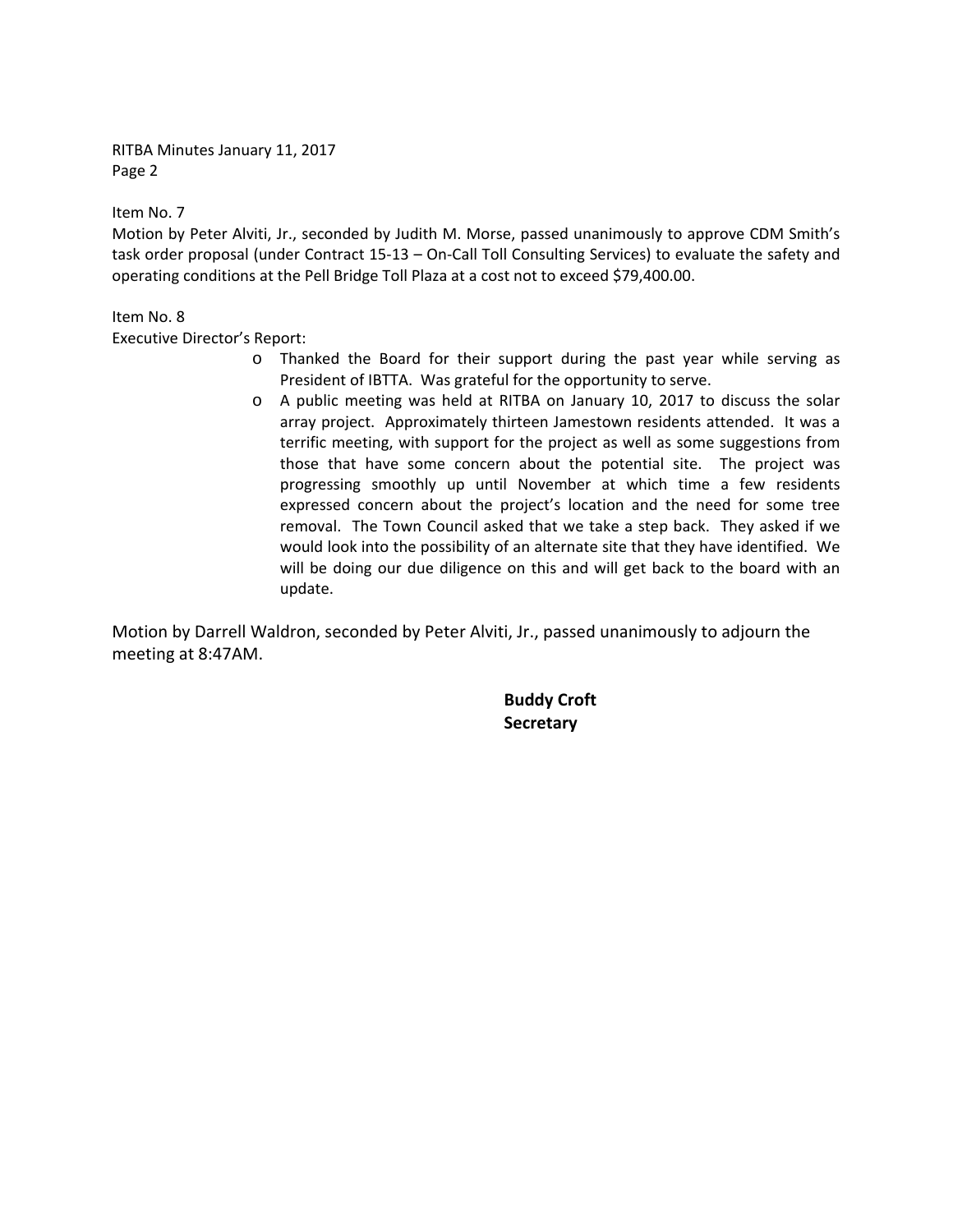Item No. 7

Motion by Peter Alviti, Jr., seconded by Judith M. Morse, passed unanimously to approve CDM Smith's task order proposal (under Contract 15-13 – On-Call Toll Consulting Services) to evaluate the safety and operating conditions at the Pell Bridge Toll Plaza at a cost not to exceed $79,400.00.

Item No. 8

Executive Director's Report:

- Thanked the Board for their support during the past year while serving as President of IBTTA. Was grateful for the opportunity to serve.
- A public meeting was held at RITBA on January 10, 2017 to discuss the solar array project. Approximately thirteen Jamestown residents attended. It was a terrific meeting, with support for the project as well as some suggestions from those that have some concern about the potential site. The project was progressing smoothly up until November at which time a few residents expressed concern about the project's location and the need for some tree removal. The Town Council asked that we take a step back. They asked if we would look into the possibility of an alternate site that they have identified. We will be doing our due diligence on this and will get back to the board with an update.

Motion by Darrell Waldron, seconded by Peter Alviti, Jr., passed unanimously to adjourn the meeting at 8:47AM.

**Buddy Croft**
**Secretary**